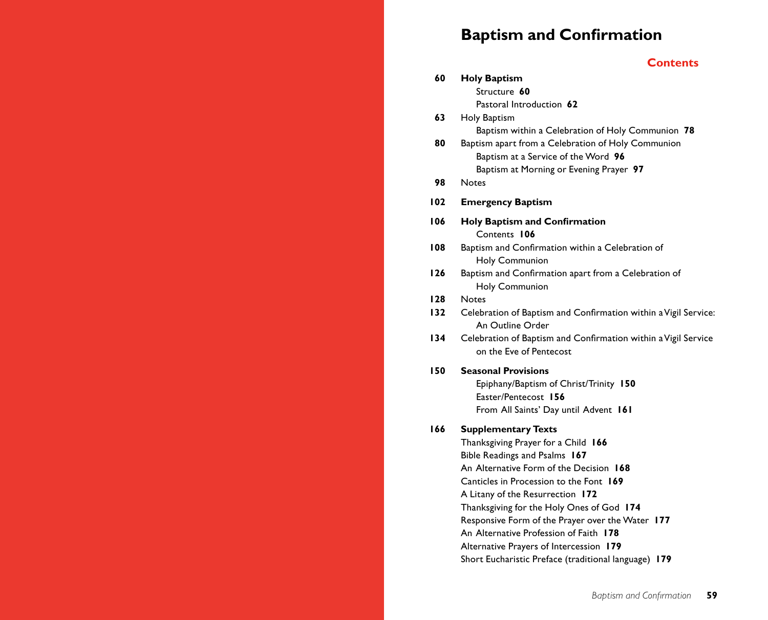# Baptism and Confirmation

## Contents

**60** **Holy Baptism**
- Structure **60**
- Pastoral Introduction **62**

**63** Holy Baptism
- Baptism within a Celebration of Holy Communion **78**

**80** Baptism apart from a Celebration of Holy Communion
- Baptism at a Service of the Word **96**
- Baptism at Morning or Evening Prayer **97**

**98** Notes

**102** **Emergency Baptism**

**106** **Holy Baptism and Confirmation**
- Contents **106**

**108** Baptism and Confirmation within a Celebration of Holy Communion

**126** Baptism and Confirmation apart from a Celebration of Holy Communion

**128** Notes

**132** Celebration of Baptism and Confirmation within a Vigil Service: An Outline Order

**134** Celebration of Baptism and Confirmation within a Vigil Service on the Eve of Pentecost

**150** **Seasonal Provisions**
- Epiphany/Baptism of Christ/Trinity **150**
- Easter/Pentecost **156**
- From All Saints' Day until Advent **161**

**166** **Supplementary Texts**
- Thanksgiving Prayer for a Child **166**
- Bible Readings and Psalms **167**
- An Alternative Form of the Decision **168**
- Canticles in Procession to the Font **169**
- A Litany of the Resurrection **172**
- Thanksgiving for the Holy Ones of God **174**
- Responsive Form of the Prayer over the Water **177**
- An Alternative Profession of Faith **178**
- Alternative Prayers of Intercession **179**
- Short Eucharistic Preface (traditional language) **179**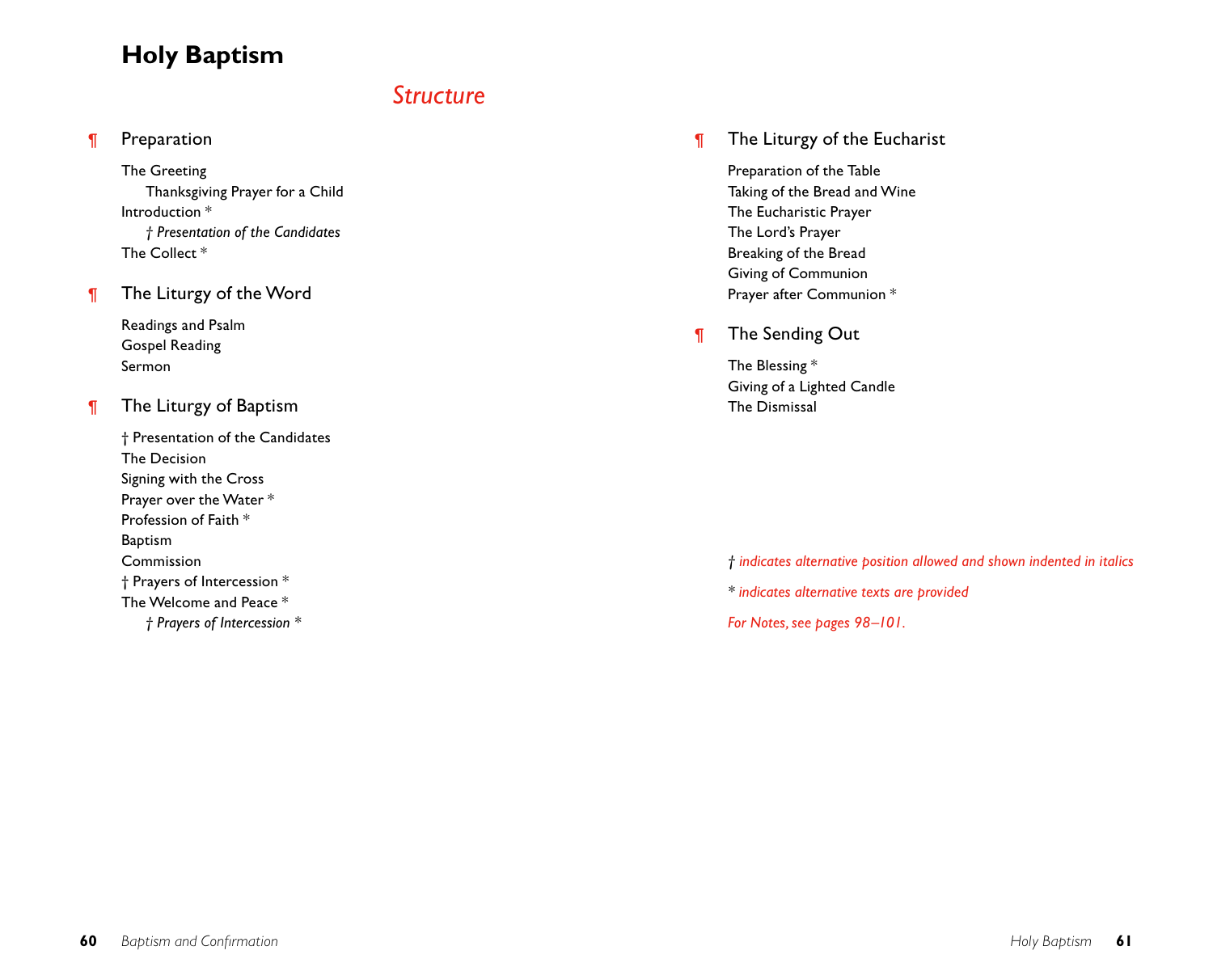# Holy Baptism

## *Structure*

¶ **Preparation**

The Greeting
  Thanksgiving Prayer for a Child
Introduction *
  *† Presentation of the Candidates*
The Collect *

¶ **The Liturgy of the Word**

Readings and Psalm
Gospel Reading
Sermon

¶ **The Liturgy of Baptism**

† Presentation of the Candidates
The Decision
Signing with the Cross
Prayer over the Water *
Profession of Faith *
Baptism
Commission
† Prayers of Intercession *
The Welcome and Peace *
  *† Prayers of Intercession* *

¶ **The Liturgy of the Eucharist**

Preparation of the Table
Taking of the Bread and Wine
The Eucharistic Prayer
The Lord's Prayer
Breaking of the Bread
Giving of Communion
Prayer after Communion *

¶ **The Sending Out**

The Blessing *
Giving of a Lighted Candle
The Dismissal

*† indicates alternative position allowed and shown indented in italics*

*\* indicates alternative texts are provided*

*For Notes, see pages 98–101.*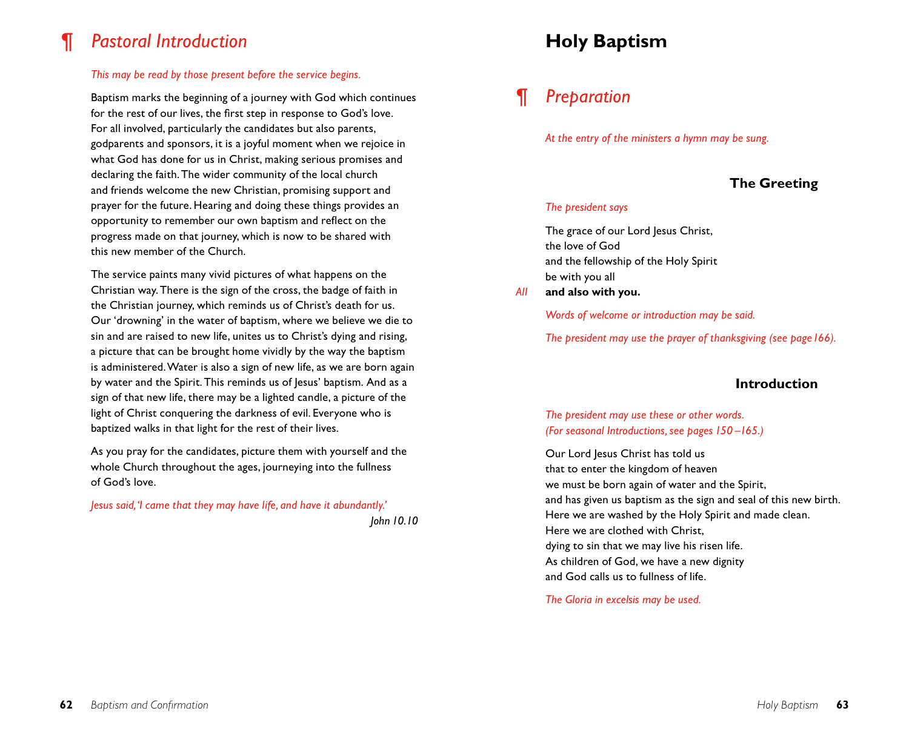## ¶ *Pastoral Introduction*

*This may be read by those present before the service begins.*

Baptism marks the beginning of a journey with God which continues for the rest of our lives, the first step in response to God's love. For all involved, particularly the candidates but also parents, godparents and sponsors, it is a joyful moment when we rejoice in what God has done for us in Christ, making serious promises and declaring the faith. The wider community of the local church and friends welcome the new Christian, promising support and prayer for the future. Hearing and doing these things provides an opportunity to remember our own baptism and reflect on the progress made on that journey, which is now to be shared with this new member of the Church.

The service paints many vivid pictures of what happens on the Christian way. There is the sign of the cross, the badge of faith in the Christian journey, which reminds us of Christ's death for us. Our 'drowning' in the water of baptism, where we believe we die to sin and are raised to new life, unites us to Christ's dying and rising, a picture that can be brought home vividly by the way the baptism is administered. Water is also a sign of new life, as we are born again by water and the Spirit. This reminds us of Jesus' baptism. And as a sign of that new life, there may be a lighted candle, a picture of the light of Christ conquering the darkness of evil. Everyone who is baptized walks in that light for the rest of their lives.

As you pray for the candidates, picture them with yourself and the whole Church throughout the ages, journeying into the fullness of God's love.

*Jesus said, 'I came that they may have life, and have it abundantly.'*
*John 10.10*

# Holy Baptism

## ¶ *Preparation*

*At the entry of the ministers a hymn may be sung.*

### The Greeting

*The president says*

The grace of our Lord Jesus Christ,
the love of God
and the fellowship of the Holy Spirit
be with you all

*All* **and also with you.**

*Words of welcome or introduction may be said.*

*The president may use the prayer of thanksgiving (see page 166).*

### Introduction

*The president may use these or other words.*
*(For seasonal Introductions, see pages 150–165.)*

Our Lord Jesus Christ has told us
that to enter the kingdom of heaven
we must be born again of water and the Spirit,
and has given us baptism as the sign and seal of this new birth.
Here we are washed by the Holy Spirit and made clean.
Here we are clothed with Christ,
dying to sin that we may live his risen life.
As children of God, we have a new dignity
and God calls us to fullness of life.

*The Gloria in excelsis may be used.*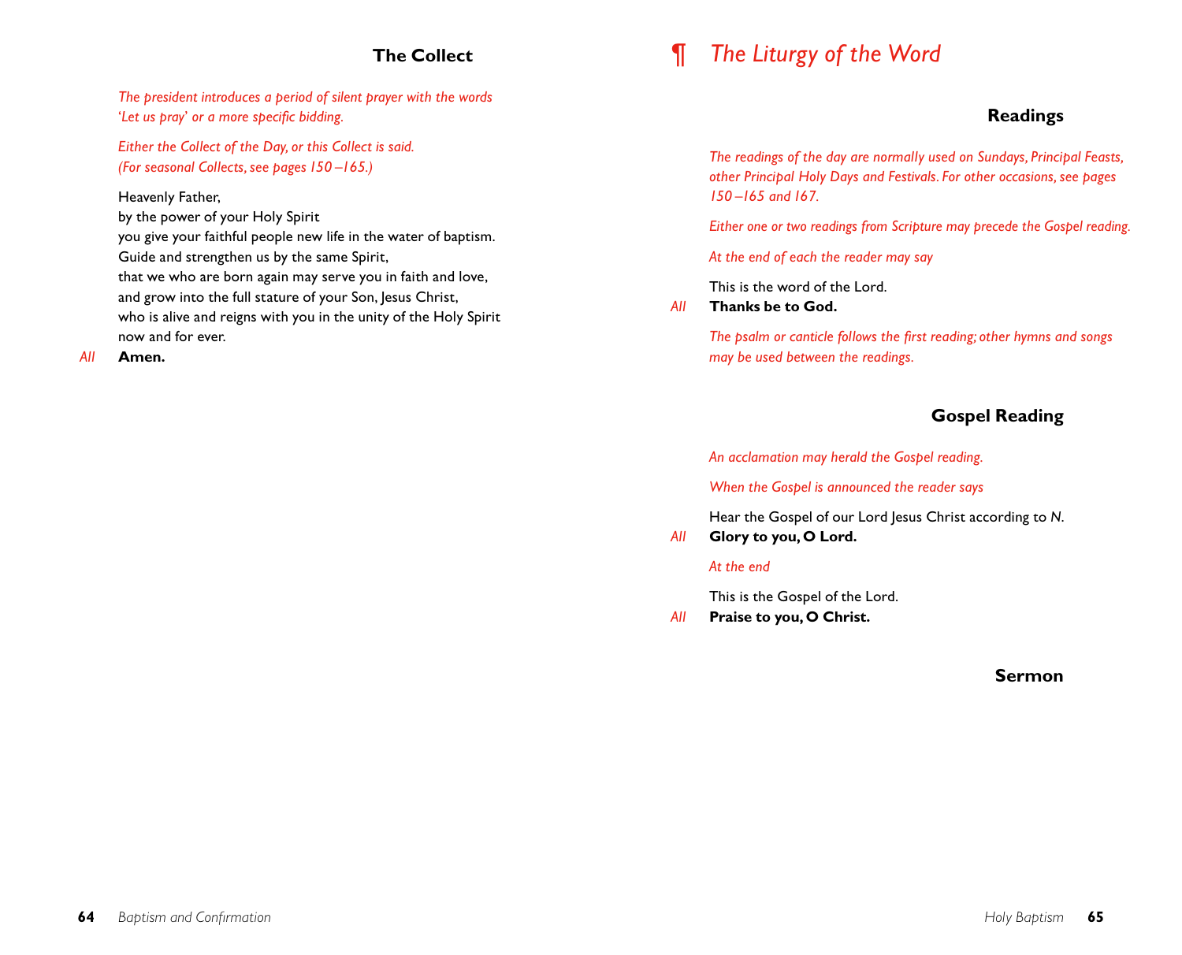### The Collect

*The president introduces a period of silent prayer with the words 'Let us pray' or a more specific bidding.*

*Either the Collect of the Day, or this Collect is said. (For seasonal Collects, see pages 150–165.)*

Heavenly Father,
by the power of your Holy Spirit
you give your faithful people new life in the water of baptism.
Guide and strengthen us by the same Spirit,
that we who are born again may serve you in faith and love,
and grow into the full stature of your Son, Jesus Christ,
who is alive and reigns with you in the unity of the Holy Spirit
now and for ever.

*All* **Amen.**

## ¶ *The Liturgy of the Word*

### Readings

*The readings of the day are normally used on Sundays, Principal Feasts, other Principal Holy Days and Festivals. For other occasions, see pages 150–165 and 167.*

*Either one or two readings from Scripture may precede the Gospel reading.*

*At the end of each the reader may say*

This is the word of the Lord.

*All* **Thanks be to God.**

*The psalm or canticle follows the first reading; other hymns and songs may be used between the readings.*

### Gospel Reading

*An acclamation may herald the Gospel reading.*

*When the Gospel is announced the reader says*

Hear the Gospel of our Lord Jesus Christ according to *N*.

*All* **Glory to you, O Lord.**

*At the end*

This is the Gospel of the Lord.

*All* **Praise to you, O Christ.**

### Sermon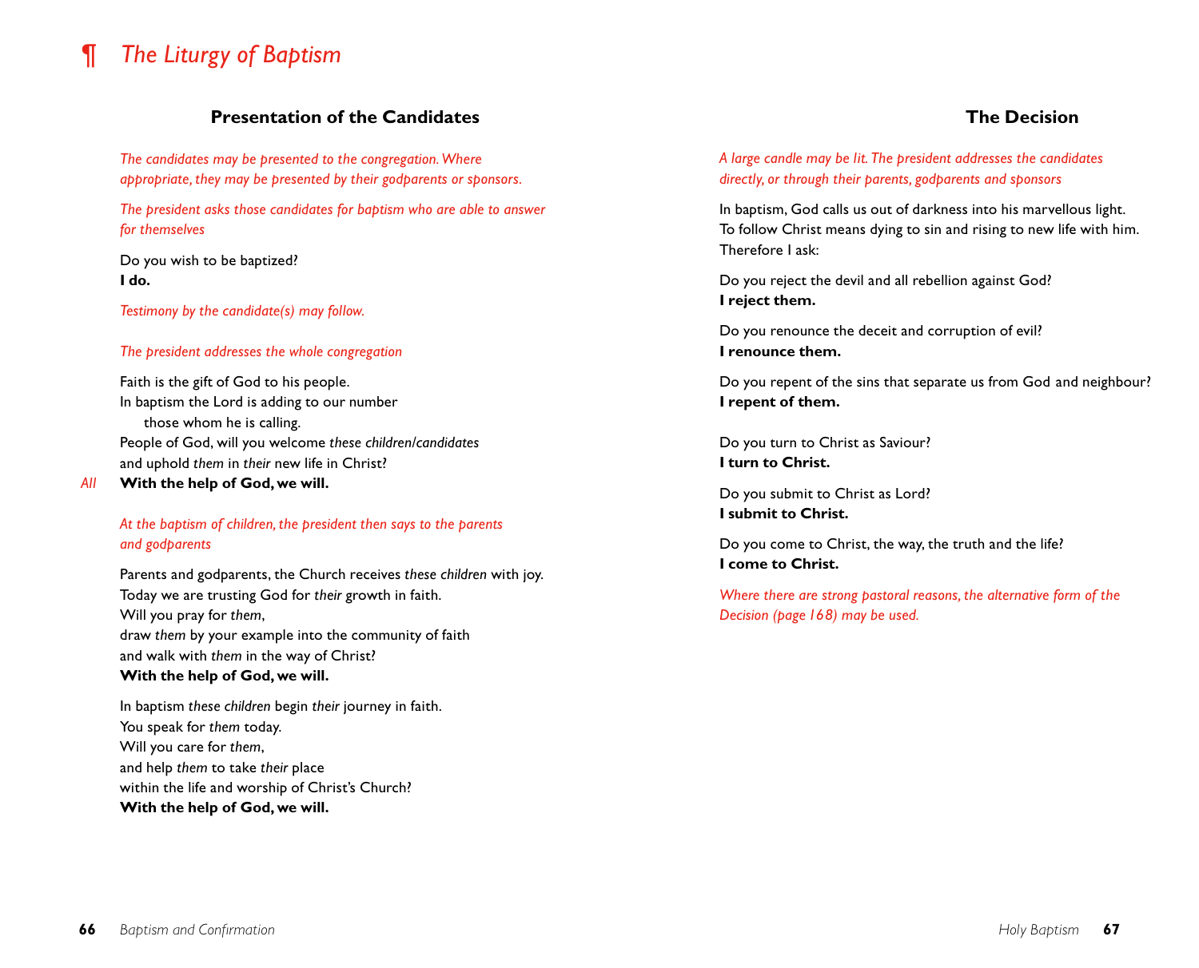# ¶ *The Liturgy of Baptism*

## Presentation of the Candidates

*The candidates may be presented to the congregation. Where appropriate, they may be presented by their godparents or sponsors.*

*The president asks those candidates for baptism who are able to answer for themselves*

Do you wish to be baptized?
**I do.**

*Testimony by the candidate(s) may follow.*

*The president addresses the whole congregation*

Faith is the gift of God to his people.
In baptism the Lord is adding to our number
  those whom he is calling.
People of God, will you welcome *these children/candidates*
and uphold *them* in *their* new life in Christ?

*All* **With the help of God, we will.**

*At the baptism of children, the president then says to the parents and godparents*

Parents and godparents, the Church receives *these children* with joy.
Today we are trusting God for *their* growth in faith.
Will you pray for *them*,
draw *them* by your example into the community of faith
and walk with *them* in the way of Christ?
**With the help of God, we will.**

In baptism *these children* begin *their* journey in faith.
You speak for *them* today.
Will you care for *them*,
and help *them* to take *their* place
within the life and worship of Christ's Church?
**With the help of God, we will.**

## The Decision

*A large candle may be lit. The president addresses the candidates directly, or through their parents, godparents and sponsors*

In baptism, God calls us out of darkness into his marvellous light.
To follow Christ means dying to sin and rising to new life with him.
Therefore I ask:

Do you reject the devil and all rebellion against God?
**I reject them.**

Do you renounce the deceit and corruption of evil?
**I renounce them.**

Do you repent of the sins that separate us from God and neighbour?
**I repent of them.**

Do you turn to Christ as Saviour?
**I turn to Christ.**

Do you submit to Christ as Lord?
**I submit to Christ.**

Do you come to Christ, the way, the truth and the life?
**I come to Christ.**

*Where there are strong pastoral reasons, the alternative form of the Decision (page 168) may be used.*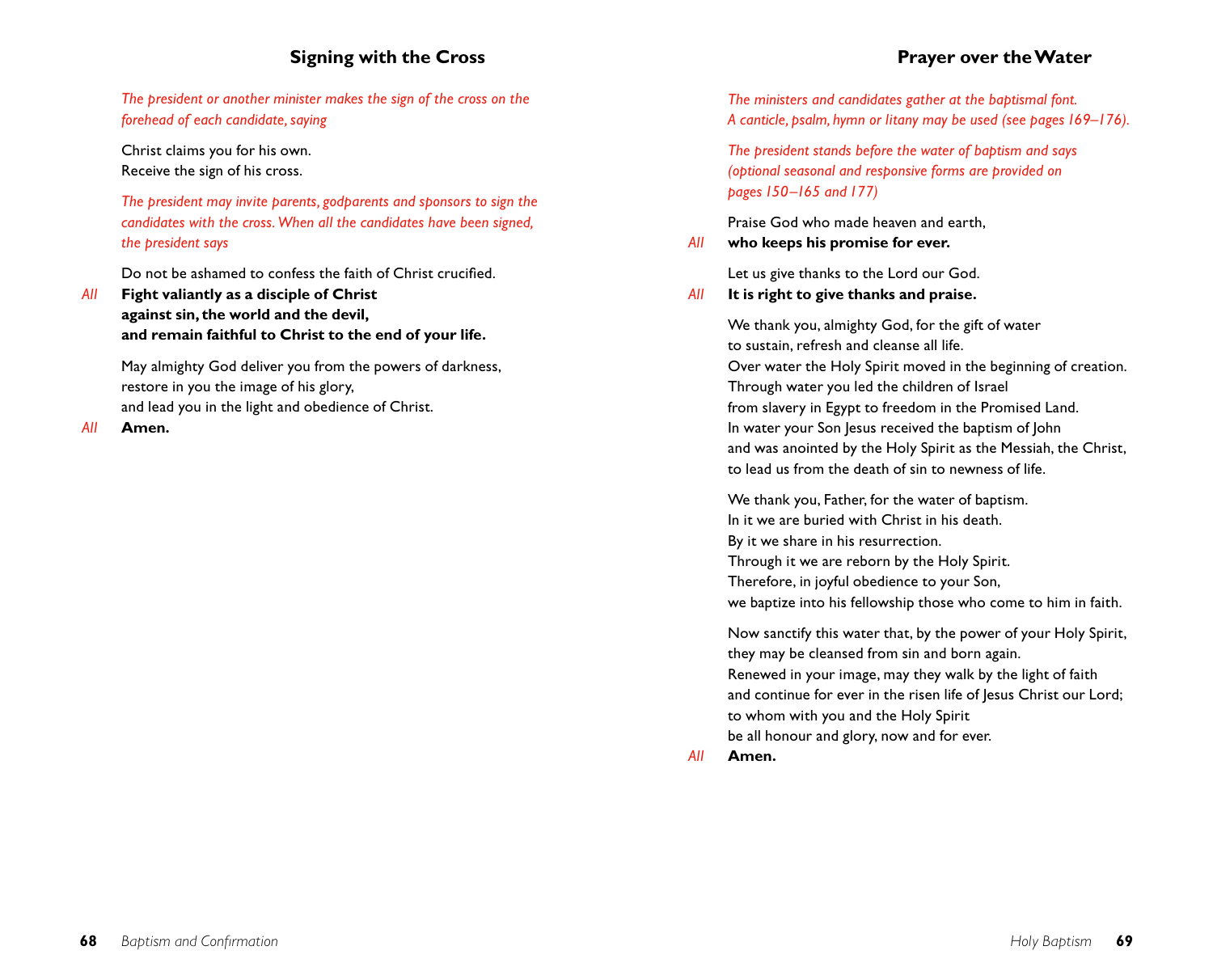## Signing with the Cross

*The president or another minister makes the sign of the cross on the forehead of each candidate, saying*

Christ claims you for his own.
Receive the sign of his cross.

*The president may invite parents, godparents and sponsors to sign the candidates with the cross. When all the candidates have been signed, the president says*

Do not be ashamed to confess the faith of Christ crucified.

*All* **Fight valiantly as a disciple of Christ**
**against sin, the world and the devil,**
**and remain faithful to Christ to the end of your life.**

May almighty God deliver you from the powers of darkness,
restore in you the image of his glory,
and lead you in the light and obedience of Christ.

*All* **Amen.**

## Prayer over the Water

*The ministers and candidates gather at the baptismal font.*
*A canticle, psalm, hymn or litany may be used (see pages 169–176).*

*The president stands before the water of baptism and says (optional seasonal and responsive forms are provided on pages 150–165 and 177)*

Praise God who made heaven and earth,

*All* **who keeps his promise for ever.**

Let us give thanks to the Lord our God.

*All* **It is right to give thanks and praise.**

We thank you, almighty God, for the gift of water
to sustain, refresh and cleanse all life.
Over water the Holy Spirit moved in the beginning of creation.
Through water you led the children of Israel
from slavery in Egypt to freedom in the Promised Land.
In water your Son Jesus received the baptism of John
and was anointed by the Holy Spirit as the Messiah, the Christ,
to lead us from the death of sin to newness of life.

We thank you, Father, for the water of baptism.
In it we are buried with Christ in his death.
By it we share in his resurrection.
Through it we are reborn by the Holy Spirit.
Therefore, in joyful obedience to your Son,
we baptize into his fellowship those who come to him in faith.

Now sanctify this water that, by the power of your Holy Spirit,
they may be cleansed from sin and born again.
Renewed in your image, may they walk by the light of faith
and continue for ever in the risen life of Jesus Christ our Lord;
to whom with you and the Holy Spirit
be all honour and glory, now and for ever.

*All* **Amen.**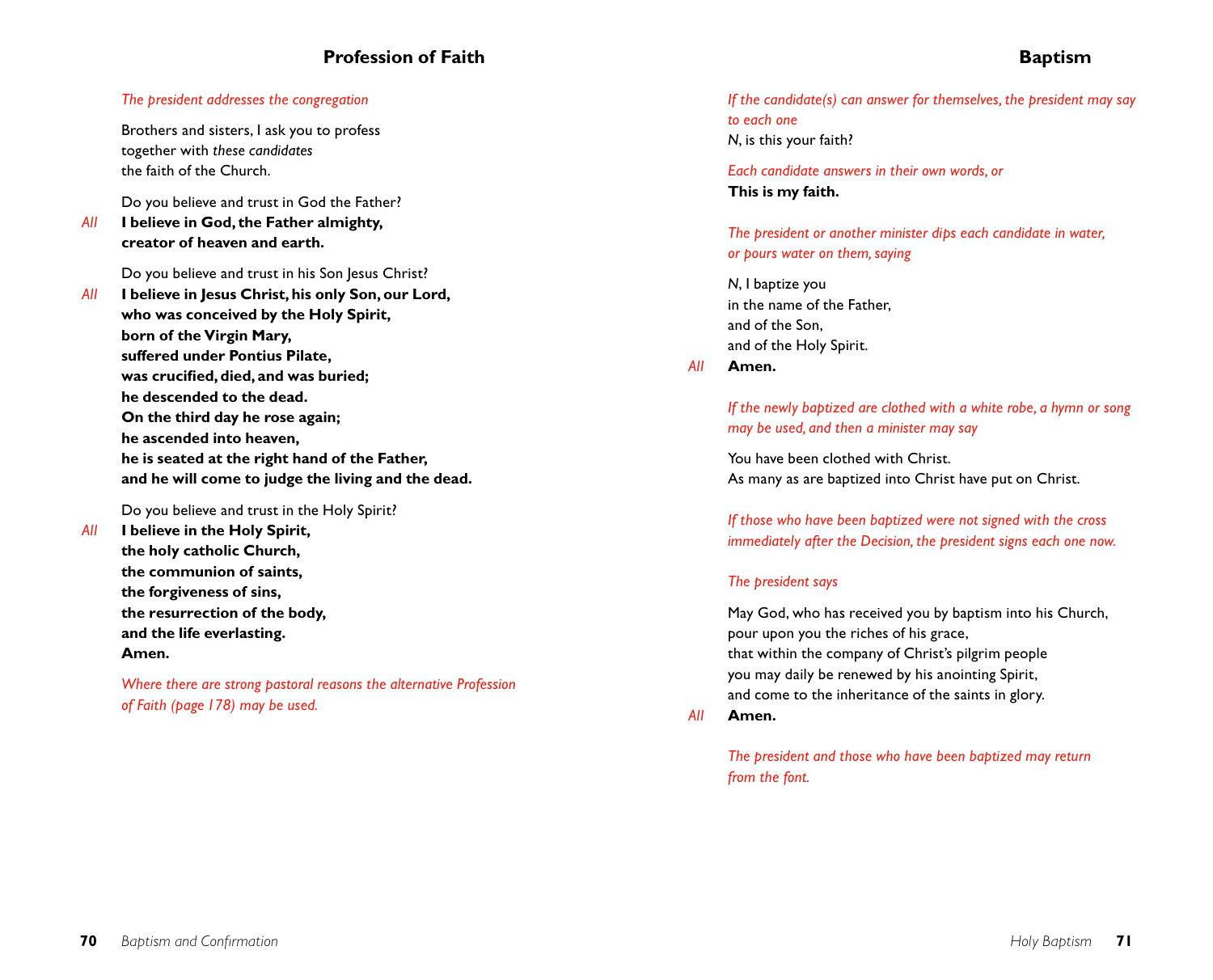## Profession of Faith

*The president addresses the congregation*

Brothers and sisters, I ask you to profess
together with *these candidates*
the faith of the Church.

Do you believe and trust in God the Father?

*All* **I believe in God, the Father almighty,**
**creator of heaven and earth.**

Do you believe and trust in his Son Jesus Christ?

*All* **I believe in Jesus Christ, his only Son, our Lord,**
**who was conceived by the Holy Spirit,**
**born of the Virgin Mary,**
**suffered under Pontius Pilate,**
**was crucified, died, and was buried;**
**he descended to the dead.**
**On the third day he rose again;**
**he ascended into heaven,**
**he is seated at the right hand of the Father,**
**and he will come to judge the living and the dead.**

Do you believe and trust in the Holy Spirit?

*All* **I believe in the Holy Spirit,**
**the holy catholic Church,**
**the communion of saints,**
**the forgiveness of sins,**
**the resurrection of the body,**
**and the life everlasting.**
**Amen.**

*Where there are strong pastoral reasons the alternative Profession of Faith (page 178) may be used.*

## Baptism

*If the candidate(s) can answer for themselves, the president may say to each one*

*N*, is this your faith?

*Each candidate answers in their own words, or*

**This is my faith.**

*The president or another minister dips each candidate in water, or pours water on them, saying*

*N*, I baptize you
in the name of the Father,
and of the Son,
and of the Holy Spirit.

*All* **Amen.**

*If the newly baptized are clothed with a white robe, a hymn or song may be used, and then a minister may say*

You have been clothed with Christ.
As many as are baptized into Christ have put on Christ.

*If those who have been baptized were not signed with the cross immediately after the Decision, the president signs each one now.*

*The president says*

May God, who has received you by baptism into his Church,
pour upon you the riches of his grace,
that within the company of Christ's pilgrim people
you may daily be renewed by his anointing Spirit,
and come to the inheritance of the saints in glory.

*All* **Amen.**

*The president and those who have been baptized may return from the font.*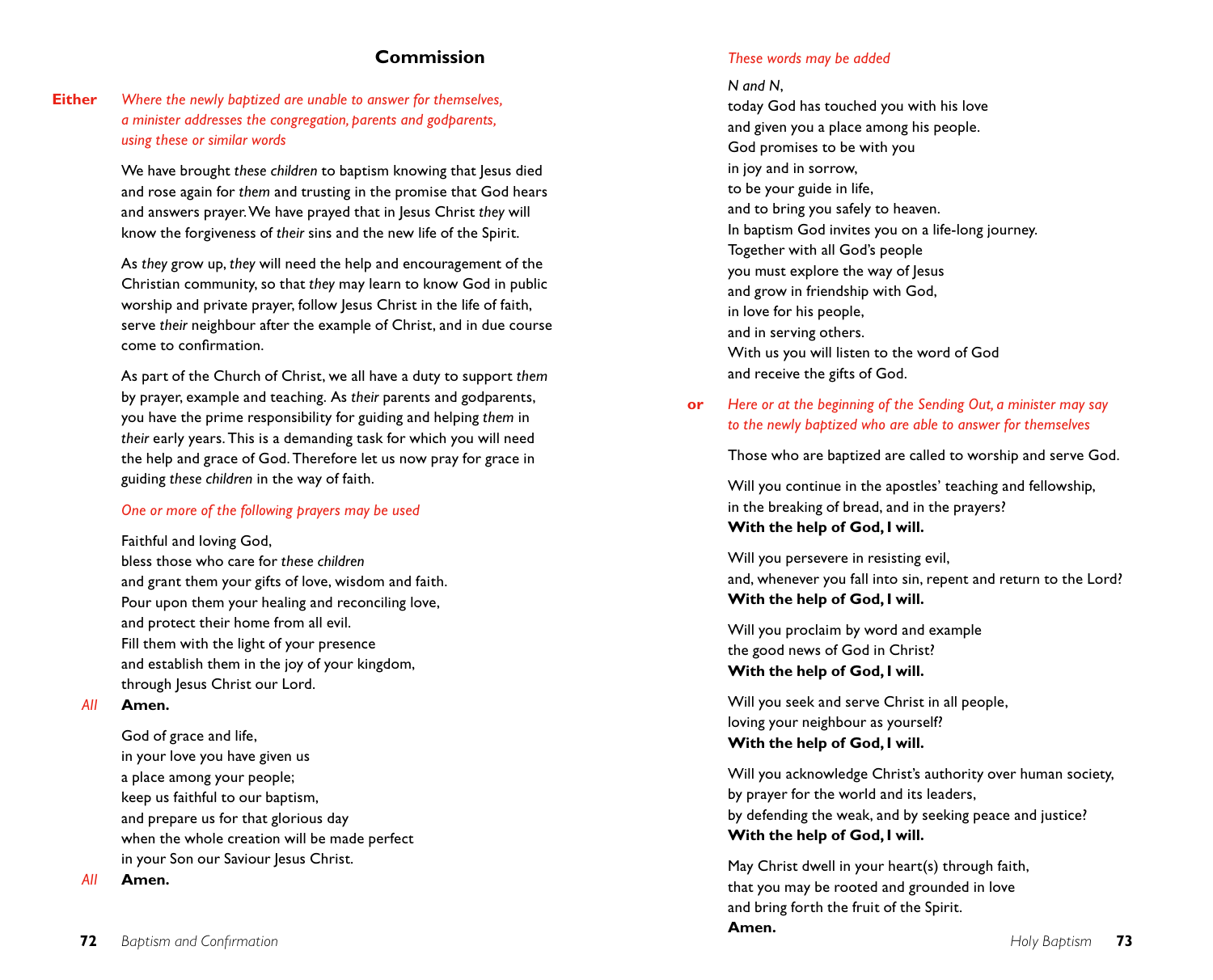## Commission

**Either** *Where the newly baptized are unable to answer for themselves, a minister addresses the congregation, parents and godparents, using these or similar words*

We have brought *these children* to baptism knowing that Jesus died and rose again for *them* and trusting in the promise that God hears and answers prayer. We have prayed that in Jesus Christ *they* will know the forgiveness of *their* sins and the new life of the Spirit.

As *they* grow up, *they* will need the help and encouragement of the Christian community, so that *they* may learn to know God in public worship and private prayer, follow Jesus Christ in the life of faith, serve *their* neighbour after the example of Christ, and in due course come to confirmation.

As part of the Church of Christ, we all have a duty to support *them* by prayer, example and teaching. As *their* parents and godparents, you have the prime responsibility for guiding and helping *them* in *their* early years. This is a demanding task for which you will need the help and grace of God. Therefore let us now pray for grace in guiding *these children* in the way of faith.

*One or more of the following prayers may be used*

Faithful and loving God,
bless those who care for *these children*
and grant them your gifts of love, wisdom and faith.
Pour upon them your healing and reconciling love,
and protect their home from all evil.
Fill them with the light of your presence
and establish them in the joy of your kingdom,
through Jesus Christ our Lord.

*All* **Amen.**

God of grace and life,
in your love you have given us
a place among your people;
keep us faithful to our baptism,
and prepare us for that glorious day
when the whole creation will be made perfect
in your Son our Saviour Jesus Christ.

*All* **Amen.**

*These words may be added*

*N and N*,
today God has touched you with his love
and given you a place among his people.
God promises to be with you
in joy and in sorrow,
to be your guide in life,
and to bring you safely to heaven.
In baptism God invites you on a life-long journey.
Together with all God's people
you must explore the way of Jesus
and grow in friendship with God,
in love for his people,
and in serving others.
With us you will listen to the word of God
and receive the gifts of God.

**or** *Here or at the beginning of the Sending Out, a minister may say to the newly baptized who are able to answer for themselves*

Those who are baptized are called to worship and serve God.

Will you continue in the apostles' teaching and fellowship,
in the breaking of bread, and in the prayers?
**With the help of God, I will.**

Will you persevere in resisting evil,
and, whenever you fall into sin, repent and return to the Lord?
**With the help of God, I will.**

Will you proclaim by word and example
the good news of God in Christ?
**With the help of God, I will.**

Will you seek and serve Christ in all people,
loving your neighbour as yourself?
**With the help of God, I will.**

Will you acknowledge Christ's authority over human society,
by prayer for the world and its leaders,
by defending the weak, and by seeking peace and justice?
**With the help of God, I will.**

May Christ dwell in your heart(s) through faith,
that you may be rooted and grounded in love
and bring forth the fruit of the Spirit.
**Amen.**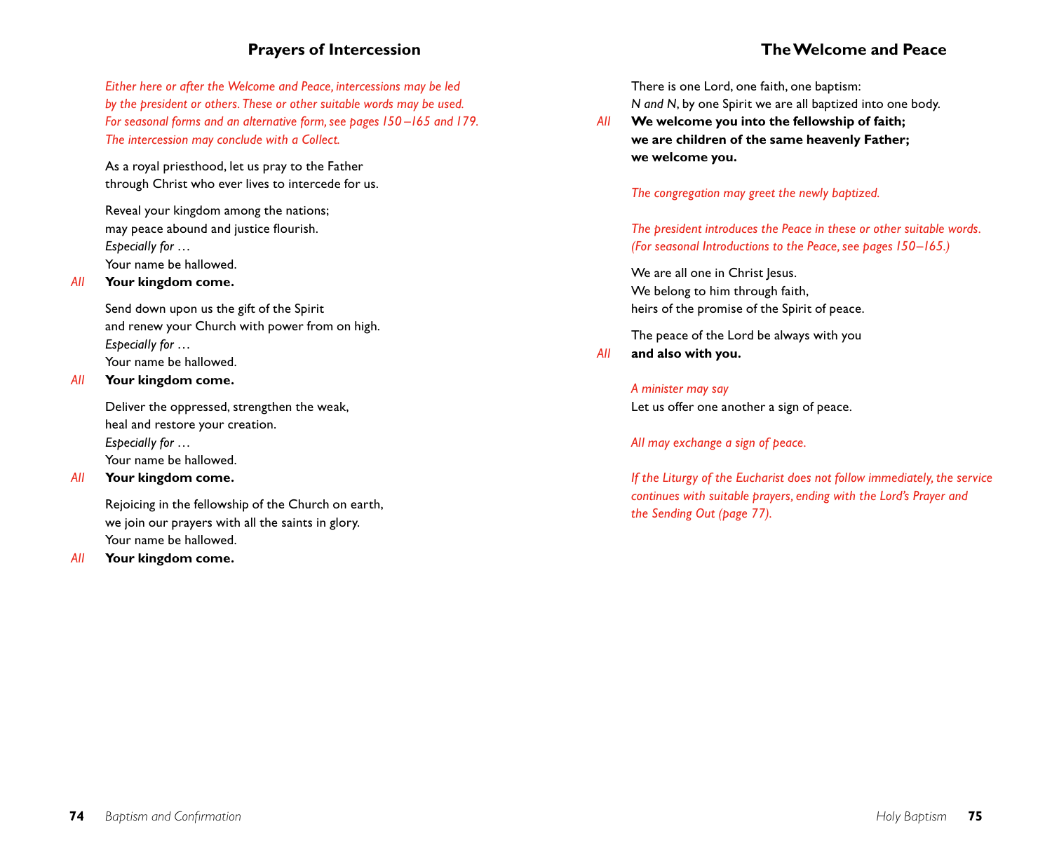## Prayers of Intercession

*Either here or after the Welcome and Peace, intercessions may be led by the president or others. These or other suitable words may be used. For seasonal forms and an alternative form, see pages 150–165 and 179. The intercession may conclude with a Collect.*

As a royal priesthood, let us pray to the Father
through Christ who ever lives to intercede for us.

Reveal your kingdom among the nations;
may peace abound and justice flourish.
*Especially for …*
Your name be hallowed.

*All* **Your kingdom come.**

Send down upon us the gift of the Spirit
and renew your Church with power from on high.
*Especially for …*
Your name be hallowed.

*All* **Your kingdom come.**

Deliver the oppressed, strengthen the weak,
heal and restore your creation.
*Especially for …*
Your name be hallowed.

*All* **Your kingdom come.**

Rejoicing in the fellowship of the Church on earth,
we join our prayers with all the saints in glory.
Your name be hallowed.

*All* **Your kingdom come.**

## The Welcome and Peace

There is one Lord, one faith, one baptism:
*N and N*, by one Spirit we are all baptized into one body.

*All* **We welcome you into the fellowship of faith;
we are children of the same heavenly Father;
we welcome you.**

*The congregation may greet the newly baptized.*

*The president introduces the Peace in these or other suitable words. (For seasonal Introductions to the Peace, see pages 150–165.)*

We are all one in Christ Jesus.
We belong to him through faith,
heirs of the promise of the Spirit of peace.

The peace of the Lord be always with you

*All* **and also with you.**

*A minister may say*
Let us offer one another a sign of peace.

*All may exchange a sign of peace.*

*If the Liturgy of the Eucharist does not follow immediately, the service continues with suitable prayers, ending with the Lord's Prayer and the Sending Out (page 77).*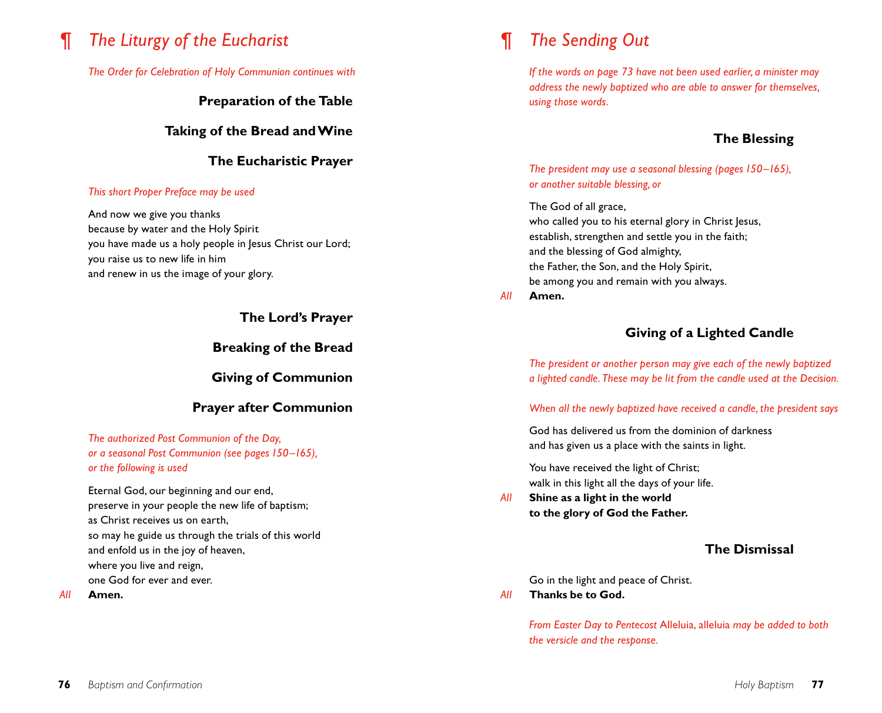# ¶ *The Liturgy of the Eucharist*

*The Order for Celebration of Holy Communion continues with*

### Preparation of the Table

### Taking of the Bread and Wine

### The Eucharistic Prayer

*This short Proper Preface may be used*

And now we give you thanks
because by water and the Holy Spirit
you have made us a holy people in Jesus Christ our Lord;
you raise us to new life in him
and renew in us the image of your glory.

### The Lord's Prayer

### Breaking of the Bread

### Giving of Communion

### Prayer after Communion

*The authorized Post Communion of the Day,*
*or a seasonal Post Communion (see pages 150–165),*
*or the following is used*

Eternal God, our beginning and our end,
preserve in your people the new life of baptism;
as Christ receives us on earth,
so may he guide us through the trials of this world
and enfold us in the joy of heaven,
where you live and reign,
one God for ever and ever.

*All* **Amen.**

# ¶ *The Sending Out*

*If the words on page 73 have not been used earlier, a minister may address the newly baptized who are able to answer for themselves, using those words.*

### The Blessing

*The president may use a seasonal blessing (pages 150–165),*
*or another suitable blessing, or*

The God of all grace,
who called you to his eternal glory in Christ Jesus,
establish, strengthen and settle you in the faith;
and the blessing of God almighty,
the Father, the Son, and the Holy Spirit,
be among you and remain with you always.

*All* **Amen.**

### Giving of a Lighted Candle

*The president or another person may give each of the newly baptized a lighted candle. These may be lit from the candle used at the Decision.*

*When all the newly baptized have received a candle, the president says*

God has delivered us from the dominion of darkness
and has given us a place with the saints in light.

You have received the light of Christ;
walk in this light all the days of your life.

*All* **Shine as a light in the world**
**to the glory of God the Father.**

### The Dismissal

Go in the light and peace of Christ.

*All* **Thanks be to God.**

*From Easter Day to Pentecost* Alleluia, alleluia *may be added to both the versicle and the response.*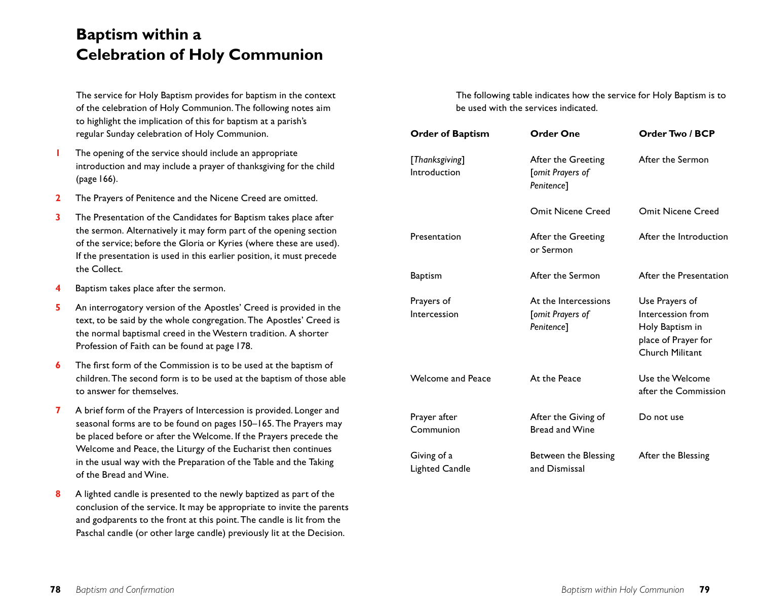# Baptism within a Celebration of Holy Communion

The service for Holy Baptism provides for baptism in the context of the celebration of Holy Communion. The following notes aim to highlight the implication of this for baptism at a parish's regular Sunday celebration of Holy Communion.

1. The opening of the service should include an appropriate introduction and may include a prayer of thanksgiving for the child (page 166).
2. The Prayers of Penitence and the Nicene Creed are omitted.
3. The Presentation of the Candidates for Baptism takes place after the sermon. Alternatively it may form part of the opening section of the service; before the Gloria or Kyries (where these are used). If the presentation is used in this earlier position, it must precede the Collect.
4. Baptism takes place after the sermon.
5. An interrogatory version of the Apostles' Creed is provided in the text, to be said by the whole congregation. The Apostles' Creed is the normal baptismal creed in the Western tradition. A shorter Profession of Faith can be found at page 178.
6. The first form of the Commission is to be used at the baptism of children. The second form is to be used at the baptism of those able to answer for themselves.
7. A brief form of the Prayers of Intercession is provided. Longer and seasonal forms are to be found on pages 150–165. The Prayers may be placed before or after the Welcome. If the Prayers precede the Welcome and Peace, the Liturgy of the Eucharist then continues in the usual way with the Preparation of the Table and the Taking of the Bread and Wine.
8. A lighted candle is presented to the newly baptized as part of the conclusion of the service. It may be appropriate to invite the parents and godparents to the front at this point. The candle is lit from the Paschal candle (or other large candle) previously lit at the Decision.

The following table indicates how the service for Holy Baptism is to be used with the services indicated.

| Order of Baptism | Order One | Order Two / BCP |
|---|---|---|
| [*Thanksgiving*] Introduction | After the Greeting [*omit Prayers of Penitence*] | After the Sermon |
| | Omit Nicene Creed | Omit Nicene Creed |
| Presentation | After the Greeting or Sermon | After the Introduction |
| Baptism | After the Sermon | After the Presentation |
| Prayers of Intercession | At the Intercessions [*omit Prayers of Penitence*] | Use Prayers of Intercession from Holy Baptism in place of Prayer for Church Militant |
| Welcome and Peace | At the Peace | Use the Welcome after the Commission |
| Prayer after Communion | After the Giving of Bread and Wine | Do not use |
| Giving of a Lighted Candle | Between the Blessing and Dismissal | After the Blessing |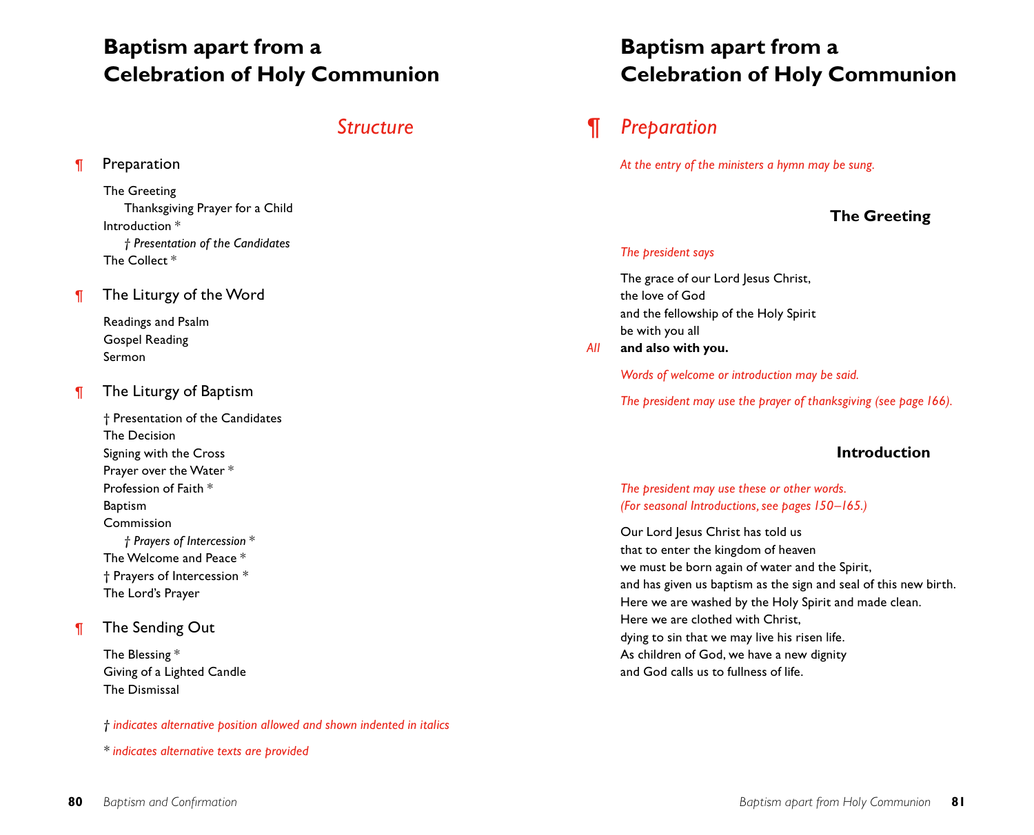# Baptism apart from a Celebration of Holy Communion

## *Structure*

¶ Preparation

The Greeting
  Thanksgiving Prayer for a Child
Introduction *
  † *Presentation of the Candidates*
The Collect *

¶ The Liturgy of the Word

Readings and Psalm
Gospel Reading
Sermon

¶ The Liturgy of Baptism

† Presentation of the Candidates
The Decision
Signing with the Cross
Prayer over the Water *
Profession of Faith *
Baptism
Commission
  † *Prayers of Intercession* *
The Welcome and Peace *
† Prayers of Intercession *
The Lord's Prayer

¶ The Sending Out

The Blessing *
Giving of a Lighted Candle
The Dismissal

† *indicates alternative position allowed and shown indented in italics*

* *indicates alternative texts are provided*

# Baptism apart from a Celebration of Holy Communion

## ¶ *Preparation*

*At the entry of the ministers a hymn may be sung.*

### The Greeting

*The president says*

The grace of our Lord Jesus Christ,
the love of God
and the fellowship of the Holy Spirit
be with you all

*All* **and also with you.**

*Words of welcome or introduction may be said.*

*The president may use the prayer of thanksgiving (see page 166).*

### Introduction

*The president may use these or other words.*
*(For seasonal Introductions, see pages 150–165.)*

Our Lord Jesus Christ has told us
that to enter the kingdom of heaven
we must be born again of water and the Spirit,
and has given us baptism as the sign and seal of this new birth.
Here we are washed by the Holy Spirit and made clean.
Here we are clothed with Christ,
dying to sin that we may live his risen life.
As children of God, we have a new dignity
and God calls us to fullness of life.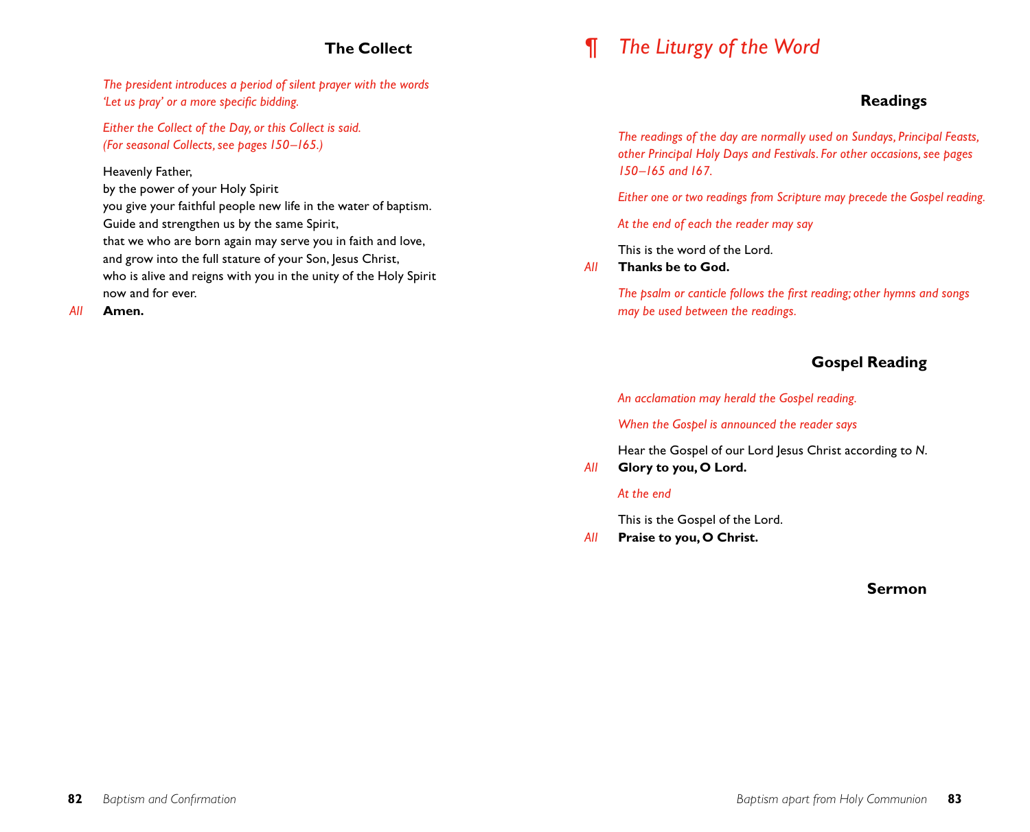## The Collect

*The president introduces a period of silent prayer with the words 'Let us pray' or a more specific bidding.*

*Either the Collect of the Day, or this Collect is said. (For seasonal Collects, see pages 150–165.)*

Heavenly Father,  
by the power of your Holy Spirit  
you give your faithful people new life in the water of baptism.  
Guide and strengthen us by the same Spirit,  
that we who are born again may serve you in faith and love,  
and grow into the full stature of your Son, Jesus Christ,  
who is alive and reigns with you in the unity of the Holy Spirit  
now and for ever.

*All* **Amen.**

# ¶ *The Liturgy of the Word*

## Readings

*The readings of the day are normally used on Sundays, Principal Feasts, other Principal Holy Days and Festivals. For other occasions, see pages 150–165 and 167.*

*Either one or two readings from Scripture may precede the Gospel reading.*

*At the end of each the reader may say*

This is the word of the Lord.

*All* **Thanks be to God.**

*The psalm or canticle follows the first reading; other hymns and songs may be used between the readings.*

## Gospel Reading

*An acclamation may herald the Gospel reading.*

*When the Gospel is announced the reader says*

Hear the Gospel of our Lord Jesus Christ according to *N*.

*All* **Glory to you, O Lord.**

*At the end*

This is the Gospel of the Lord.

*All* **Praise to you, O Christ.**

## Sermon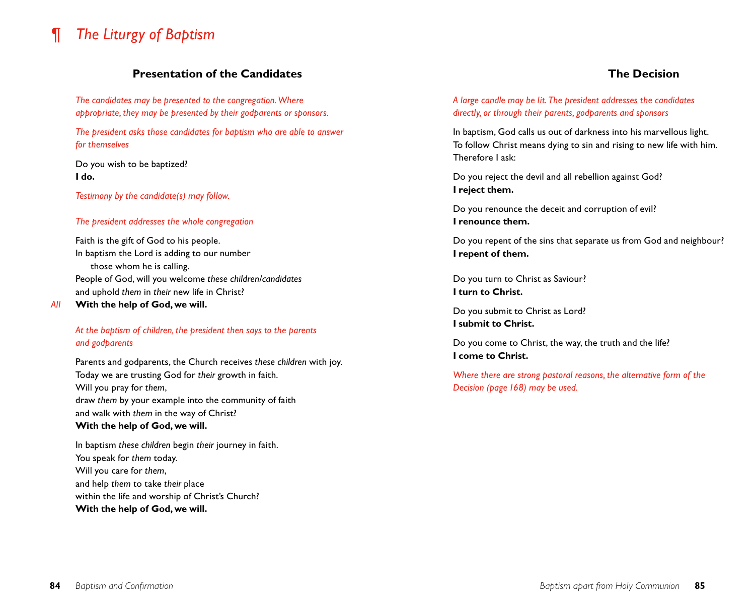# ¶ *The Liturgy of Baptism*

## Presentation of the Candidates

*The candidates may be presented to the congregation. Where appropriate, they may be presented by their godparents or sponsors.*

*The president asks those candidates for baptism who are able to answer for themselves*

Do you wish to be baptized?
**I do.**

*Testimony by the candidate(s) may follow.*

*The president addresses the whole congregation*

Faith is the gift of God to his people.
In baptism the Lord is adding to our number
  those whom he is calling.
People of God, will you welcome *these children/candidates*
and uphold *them* in *their* new life in Christ?

*All* **With the help of God, we will.**

*At the baptism of children, the president then says to the parents and godparents*

Parents and godparents, the Church receives *these children* with joy.
Today we are trusting God for *their* growth in faith.
Will you pray for *them*,
draw *them* by your example into the community of faith
and walk with *them* in the way of Christ?
**With the help of God, we will.**

In baptism *these children* begin *their* journey in faith.
You speak for *them* today.
Will you care for *them*,
and help *them* to take *their* place
within the life and worship of Christ's Church?
**With the help of God, we will.**

## The Decision

*A large candle may be lit. The president addresses the candidates directly, or through their parents, godparents and sponsors*

In baptism, God calls us out of darkness into his marvellous light.
To follow Christ means dying to sin and rising to new life with him.
Therefore I ask:

Do you reject the devil and all rebellion against God?
**I reject them.**

Do you renounce the deceit and corruption of evil?
**I renounce them.**

Do you repent of the sins that separate us from God and neighbour?
**I repent of them.**

Do you turn to Christ as Saviour?
**I turn to Christ.**

Do you submit to Christ as Lord?
**I submit to Christ.**

Do you come to Christ, the way, the truth and the life?
**I come to Christ.**

*Where there are strong pastoral reasons, the alternative form of the Decision (page 168) may be used.*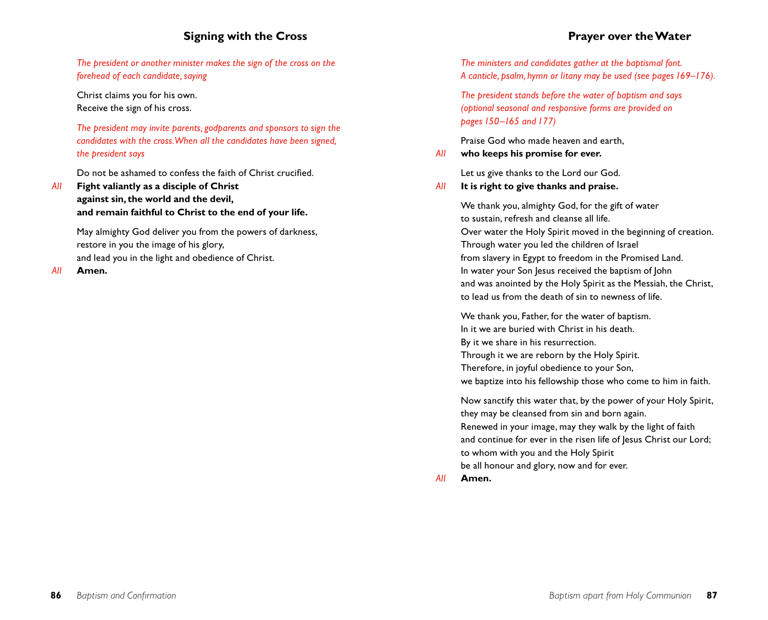## Signing with the Cross

*The president or another minister makes the sign of the cross on the forehead of each candidate, saying*

Christ claims you for his own.
Receive the sign of his cross.

*The president may invite parents, godparents and sponsors to sign the candidates with the cross. When all the candidates have been signed, the president says*

Do not be ashamed to confess the faith of Christ crucified.

*All* **Fight valiantly as a disciple of Christ
against sin, the world and the devil,
and remain faithful to Christ to the end of your life.**

May almighty God deliver you from the powers of darkness,
restore in you the image of his glory,
and lead you in the light and obedience of Christ.

*All* **Amen.**

## Prayer over the Water

*The ministers and candidates gather at the baptismal font.
A canticle, psalm, hymn or litany may be used (see pages 169–176).*

*The president stands before the water of baptism and says (optional seasonal and responsive forms are provided on pages 150–165 and 177)*

Praise God who made heaven and earth,

*All* **who keeps his promise for ever.**

Let us give thanks to the Lord our God.

*All* **It is right to give thanks and praise.**

We thank you, almighty God, for the gift of water
to sustain, refresh and cleanse all life.
Over water the Holy Spirit moved in the beginning of creation.
Through water you led the children of Israel
from slavery in Egypt to freedom in the Promised Land.
In water your Son Jesus received the baptism of John
and was anointed by the Holy Spirit as the Messiah, the Christ,
to lead us from the death of sin to newness of life.

We thank you, Father, for the water of baptism.
In it we are buried with Christ in his death.
By it we share in his resurrection.
Through it we are reborn by the Holy Spirit.
Therefore, in joyful obedience to your Son,
we baptize into his fellowship those who come to him in faith.

Now sanctify this water that, by the power of your Holy Spirit,
they may be cleansed from sin and born again.
Renewed in your image, may they walk by the light of faith
and continue for ever in the risen life of Jesus Christ our Lord;
to whom with you and the Holy Spirit
be all honour and glory, now and for ever.

*All* **Amen.**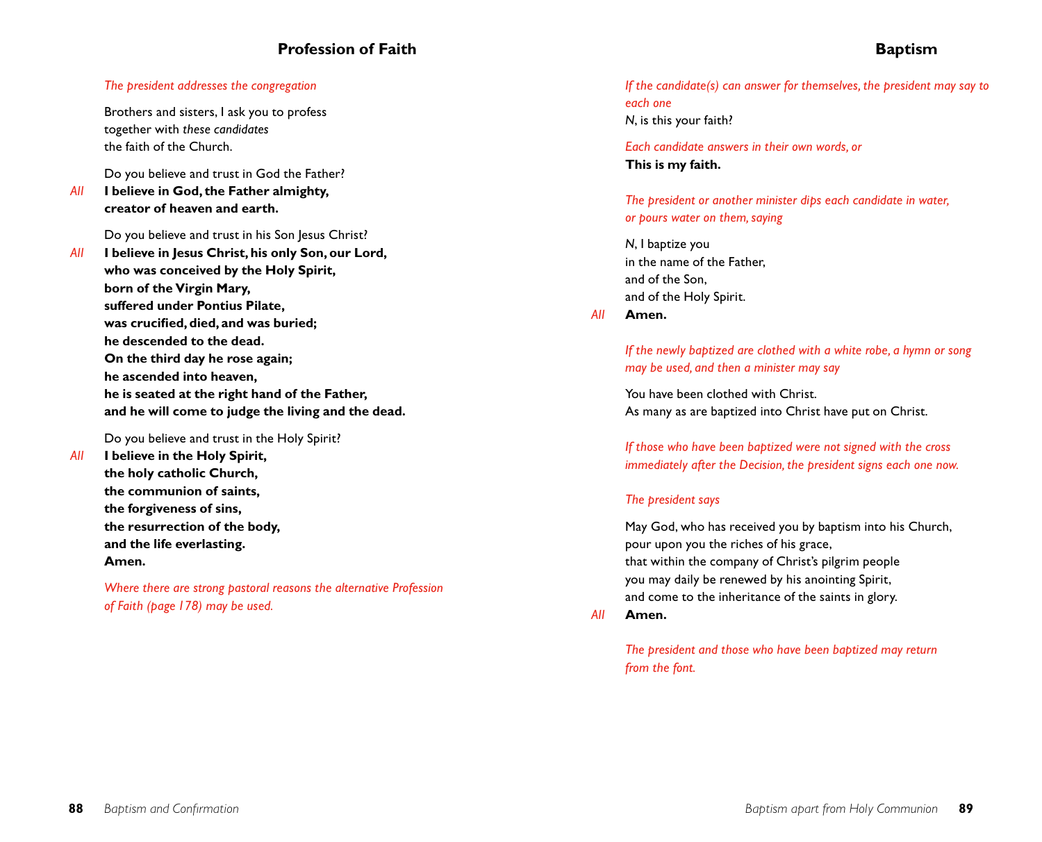## Profession of Faith

*The president addresses the congregation*

Brothers and sisters, I ask you to profess
together with *these candidates*
the faith of the Church.

Do you believe and trust in God the Father?

*All* **I believe in God, the Father almighty,
creator of heaven and earth.**

Do you believe and trust in his Son Jesus Christ?

*All* **I believe in Jesus Christ, his only Son, our Lord,
who was conceived by the Holy Spirit,
born of the Virgin Mary,
suffered under Pontius Pilate,
was crucified, died, and was buried;
he descended to the dead.
On the third day he rose again;
he ascended into heaven,
he is seated at the right hand of the Father,
and he will come to judge the living and the dead.**

Do you believe and trust in the Holy Spirit?

*All* **I believe in the Holy Spirit,
the holy catholic Church,
the communion of saints,
the forgiveness of sins,
the resurrection of the body,
and the life everlasting.
Amen.**

*Where there are strong pastoral reasons the alternative Profession of Faith (page 178) may be used.*

## Baptism

*If the candidate(s) can answer for themselves, the president may say to each one*

*N*, is this your faith?

*Each candidate answers in their own words, or*

**This is my faith.**

*The president or another minister dips each candidate in water, or pours water on them, saying*

*N*, I baptize you
in the name of the Father,
and of the Son,
and of the Holy Spirit.

*All* **Amen.**

*If the newly baptized are clothed with a white robe, a hymn or song may be used, and then a minister may say*

You have been clothed with Christ.
As many as are baptized into Christ have put on Christ.

*If those who have been baptized were not signed with the cross immediately after the Decision, the president signs each one now.*

*The president says*

May God, who has received you by baptism into his Church,
pour upon you the riches of his grace,
that within the company of Christ's pilgrim people
you may daily be renewed by his anointing Spirit,
and come to the inheritance of the saints in glory.

*All* **Amen.**

*The president and those who have been baptized may return from the font.*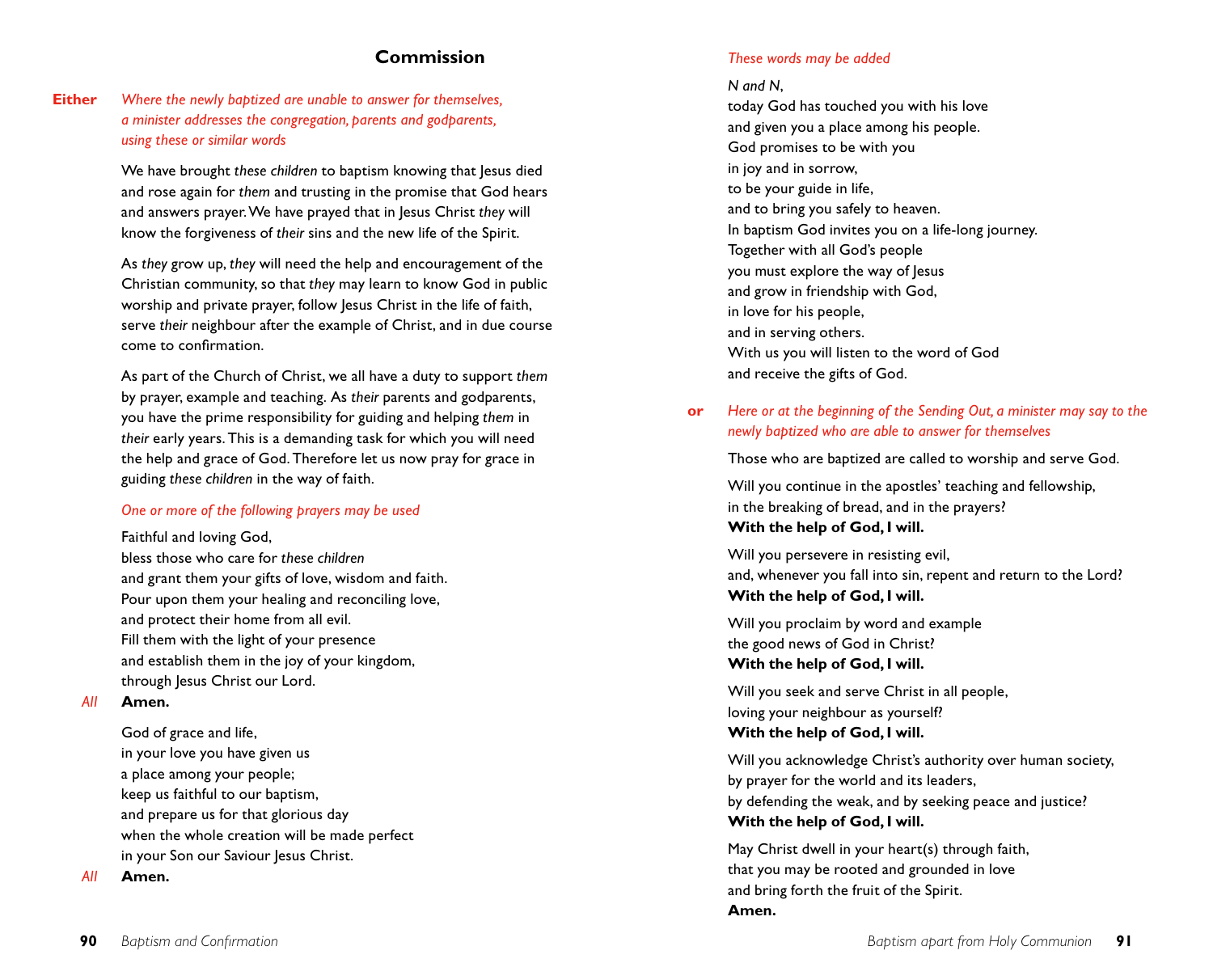## Commission

**Either** *Where the newly baptized are unable to answer for themselves, a minister addresses the congregation, parents and godparents, using these or similar words*

We have brought *these children* to baptism knowing that Jesus died and rose again for *them* and trusting in the promise that God hears and answers prayer. We have prayed that in Jesus Christ *they* will know the forgiveness of *their* sins and the new life of the Spirit.

As *they* grow up, *they* will need the help and encouragement of the Christian community, so that *they* may learn to know God in public worship and private prayer, follow Jesus Christ in the life of faith, serve *their* neighbour after the example of Christ, and in due course come to confirmation.

As part of the Church of Christ, we all have a duty to support *them* by prayer, example and teaching. As *their* parents and godparents, you have the prime responsibility for guiding and helping *them* in *their* early years. This is a demanding task for which you will need the help and grace of God. Therefore let us now pray for grace in guiding *these children* in the way of faith.

*One or more of the following prayers may be used*

Faithful and loving God,
bless those who care for *these children*
and grant them your gifts of love, wisdom and faith.
Pour upon them your healing and reconciling love,
and protect their home from all evil.
Fill them with the light of your presence
and establish them in the joy of your kingdom,
through Jesus Christ our Lord.

*All* **Amen.**

God of grace and life,
in your love you have given us
a place among your people;
keep us faithful to our baptism,
and prepare us for that glorious day
when the whole creation will be made perfect
in your Son our Saviour Jesus Christ.

*All* **Amen.**

*These words may be added*

*N and N*,
today God has touched you with his love
and given you a place among his people.
God promises to be with you
in joy and in sorrow,
to be your guide in life,
and to bring you safely to heaven.
In baptism God invites you on a life-long journey.
Together with all God's people
you must explore the way of Jesus
and grow in friendship with God,
in love for his people,
and in serving others.
With us you will listen to the word of God
and receive the gifts of God.

**or** *Here or at the beginning of the Sending Out, a minister may say to the newly baptized who are able to answer for themselves*

Those who are baptized are called to worship and serve God.

Will you continue in the apostles' teaching and fellowship,
in the breaking of bread, and in the prayers?
**With the help of God, I will.**

Will you persevere in resisting evil,
and, whenever you fall into sin, repent and return to the Lord?
**With the help of God, I will.**

Will you proclaim by word and example
the good news of God in Christ?
**With the help of God, I will.**

Will you seek and serve Christ in all people,
loving your neighbour as yourself?
**With the help of God, I will.**

Will you acknowledge Christ's authority over human society,
by prayer for the world and its leaders,
by defending the weak, and by seeking peace and justice?
**With the help of God, I will.**

May Christ dwell in your heart(s) through faith,
that you may be rooted and grounded in love
and bring forth the fruit of the Spirit.
**Amen.**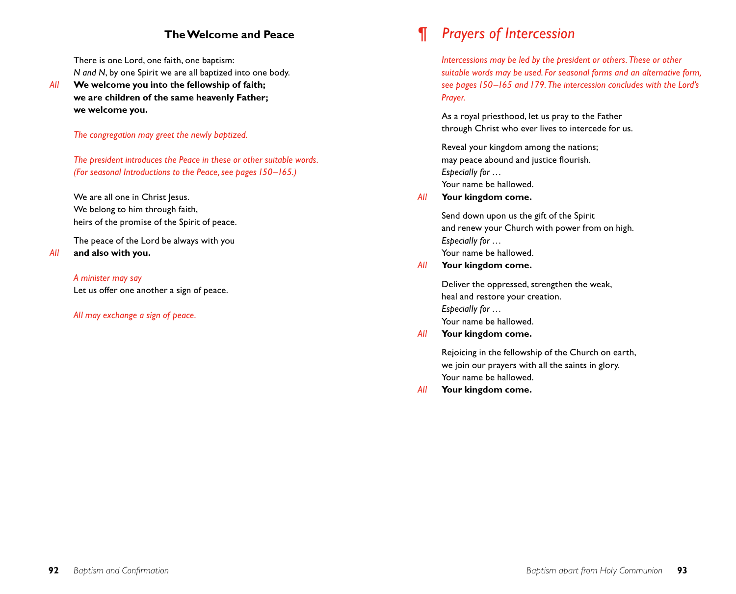## The Welcome and Peace

There is one Lord, one faith, one baptism:
*N and N*, by one Spirit we are all baptized into one body.

*All* **We welcome you into the fellowship of faith;**
**we are children of the same heavenly Father;**
**we welcome you.**

*The congregation may greet the newly baptized.*

*The president introduces the Peace in these or other suitable words. (For seasonal Introductions to the Peace, see pages 150–165.)*

We are all one in Christ Jesus.
We belong to him through faith,
heirs of the promise of the Spirit of peace.

The peace of the Lord be always with you

*All* **and also with you.**

*A minister may say*
Let us offer one another a sign of peace.

*All may exchange a sign of peace.*

## ¶ *Prayers of Intercession*

*Intercessions may be led by the president or others. These or other suitable words may be used. For seasonal forms and an alternative form, see pages 150–165 and 179. The intercession concludes with the Lord's Prayer.*

As a royal priesthood, let us pray to the Father
through Christ who ever lives to intercede for us.

Reveal your kingdom among the nations;
may peace abound and justice flourish.
*Especially for …*
Your name be hallowed.

*All* **Your kingdom come.**

Send down upon us the gift of the Spirit
and renew your Church with power from on high.
*Especially for …*
Your name be hallowed.

*All* **Your kingdom come.**

Deliver the oppressed, strengthen the weak,
heal and restore your creation.
*Especially for …*
Your name be hallowed.

*All* **Your kingdom come.**

Rejoicing in the fellowship of the Church on earth,
we join our prayers with all the saints in glory.
Your name be hallowed.

*All* **Your kingdom come.**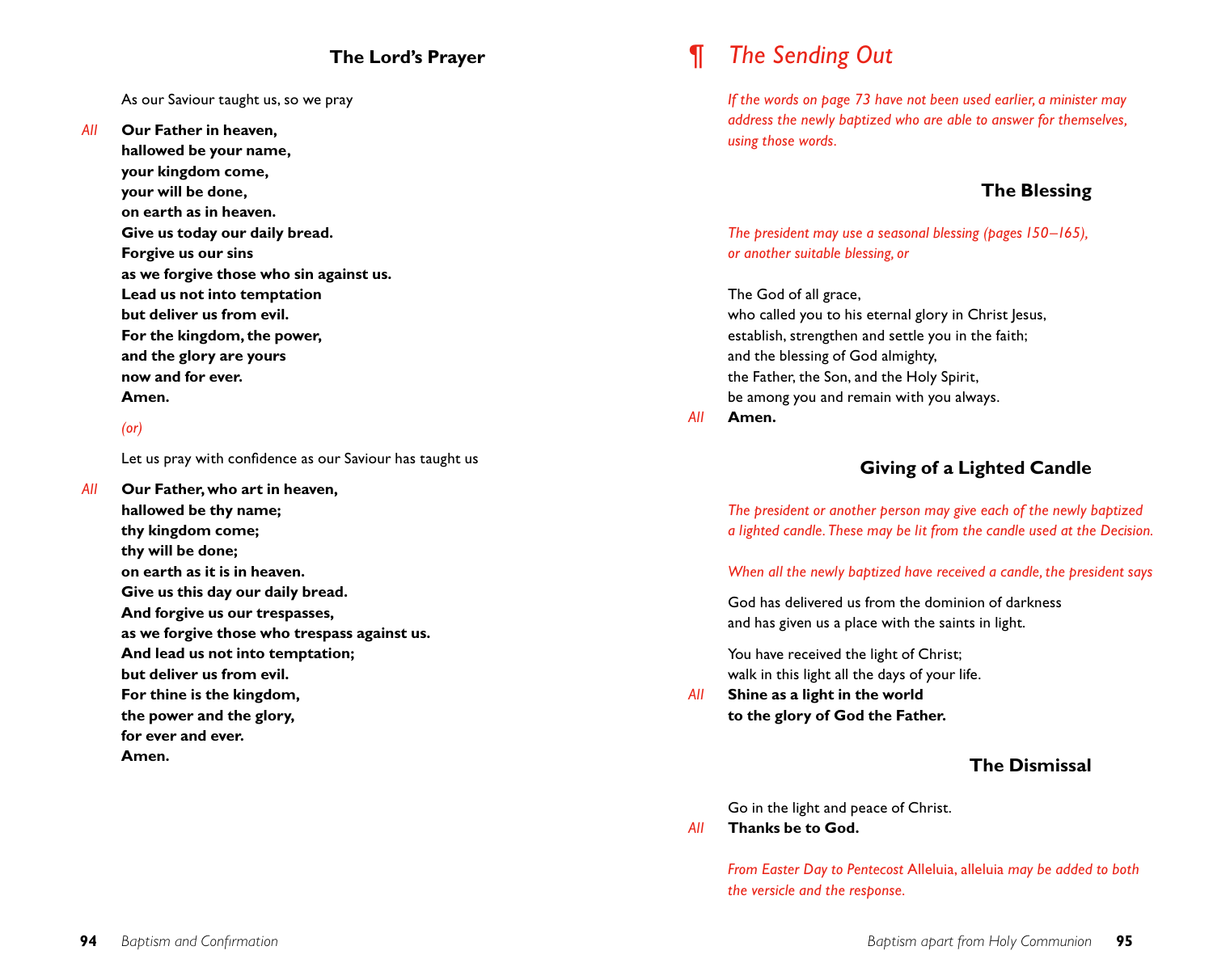### The Lord's Prayer

As our Saviour taught us, so we pray

*All* **Our Father in heaven,**
**hallowed be your name,**
**your kingdom come,**
**your will be done,**
**on earth as in heaven.**
**Give us today our daily bread.**
**Forgive us our sins**
**as we forgive those who sin against us.**
**Lead us not into temptation**
**but deliver us from evil.**
**For the kingdom, the power,**
**and the glory are yours**
**now and for ever.**
**Amen.**

*(or)*

Let us pray with confidence as our Saviour has taught us

*All* **Our Father, who art in heaven,**
**hallowed be thy name;**
**thy kingdom come;**
**thy will be done;**
**on earth as it is in heaven.**
**Give us this day our daily bread.**
**And forgive us our trespasses,**
**as we forgive those who trespass against us.**
**And lead us not into temptation;**
**but deliver us from evil.**
**For thine is the kingdom,**
**the power and the glory,**
**for ever and ever.**
**Amen.**

## ¶ *The Sending Out*

*If the words on page 73 have not been used earlier, a minister may address the newly baptized who are able to answer for themselves, using those words.*

### The Blessing

*The president may use a seasonal blessing (pages 150–165), or another suitable blessing, or*

The God of all grace,
who called you to his eternal glory in Christ Jesus,
establish, strengthen and settle you in the faith;
and the blessing of God almighty,
the Father, the Son, and the Holy Spirit,
be among you and remain with you always.

*All* **Amen.**

### Giving of a Lighted Candle

*The president or another person may give each of the newly baptized a lighted candle. These may be lit from the candle used at the Decision.*

*When all the newly baptized have received a candle, the president says*

God has delivered us from the dominion of darkness
and has given us a place with the saints in light.

You have received the light of Christ;
walk in this light all the days of your life.

*All* **Shine as a light in the world**
**to the glory of God the Father.**

### The Dismissal

Go in the light and peace of Christ.

*All* **Thanks be to God.**

*From Easter Day to Pentecost* Alleluia, alleluia *may be added to both the versicle and the response.*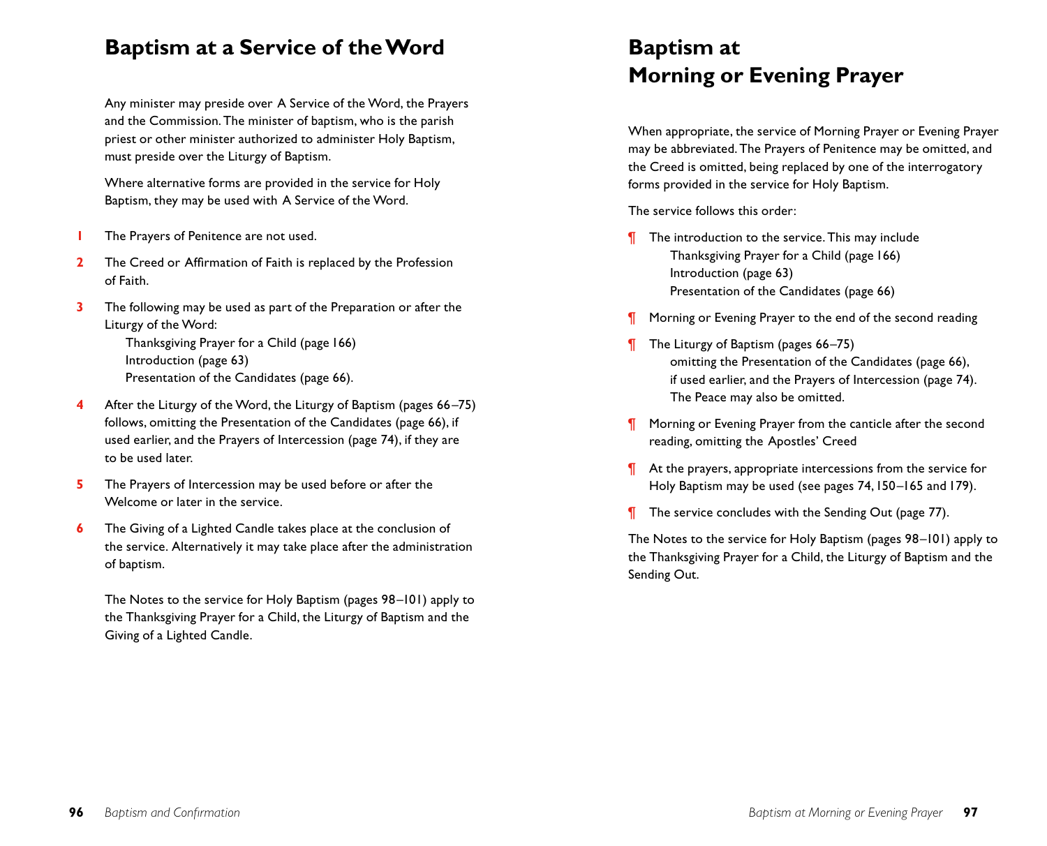# Baptism at a Service of the Word

Any minister may preside over A Service of the Word, the Prayers and the Commission. The minister of baptism, who is the parish priest or other minister authorized to administer Holy Baptism, must preside over the Liturgy of Baptism.

Where alternative forms are provided in the service for Holy Baptism, they may be used with A Service of the Word.

1. The Prayers of Penitence are not used.
2. The Creed or Affirmation of Faith is replaced by the Profession of Faith.
3. The following may be used as part of the Preparation or after the Liturgy of the Word:
   Thanksgiving Prayer for a Child (page 166)
   Introduction (page 63)
   Presentation of the Candidates (page 66).
4. After the Liturgy of the Word, the Liturgy of Baptism (pages 66–75) follows, omitting the Presentation of the Candidates (page 66), if used earlier, and the Prayers of Intercession (page 74), if they are to be used later.
5. The Prayers of Intercession may be used before or after the Welcome or later in the service.
6. The Giving of a Lighted Candle takes place at the conclusion of the service. Alternatively it may take place after the administration of baptism.

The Notes to the service for Holy Baptism (pages 98–101) apply to the Thanksgiving Prayer for a Child, the Liturgy of Baptism and the Giving of a Lighted Candle.

# Baptism at Morning or Evening Prayer

When appropriate, the service of Morning Prayer or Evening Prayer may be abbreviated. The Prayers of Penitence may be omitted, and the Creed is omitted, being replaced by one of the interrogatory forms provided in the service for Holy Baptism.

The service follows this order:

¶ The introduction to the service. This may include
  Thanksgiving Prayer for a Child (page 166)
  Introduction (page 63)
  Presentation of the Candidates (page 66)

¶ Morning or Evening Prayer to the end of the second reading

¶ The Liturgy of Baptism (pages 66–75)
  omitting the Presentation of the Candidates (page 66), if used earlier, and the Prayers of Intercession (page 74).
  The Peace may also be omitted.

¶ Morning or Evening Prayer from the canticle after the second reading, omitting the Apostles' Creed

¶ At the prayers, appropriate intercessions from the service for Holy Baptism may be used (see pages 74, 150–165 and 179).

¶ The service concludes with the Sending Out (page 77).

The Notes to the service for Holy Baptism (pages 98–101) apply to the Thanksgiving Prayer for a Child, the Liturgy of Baptism and the Sending Out.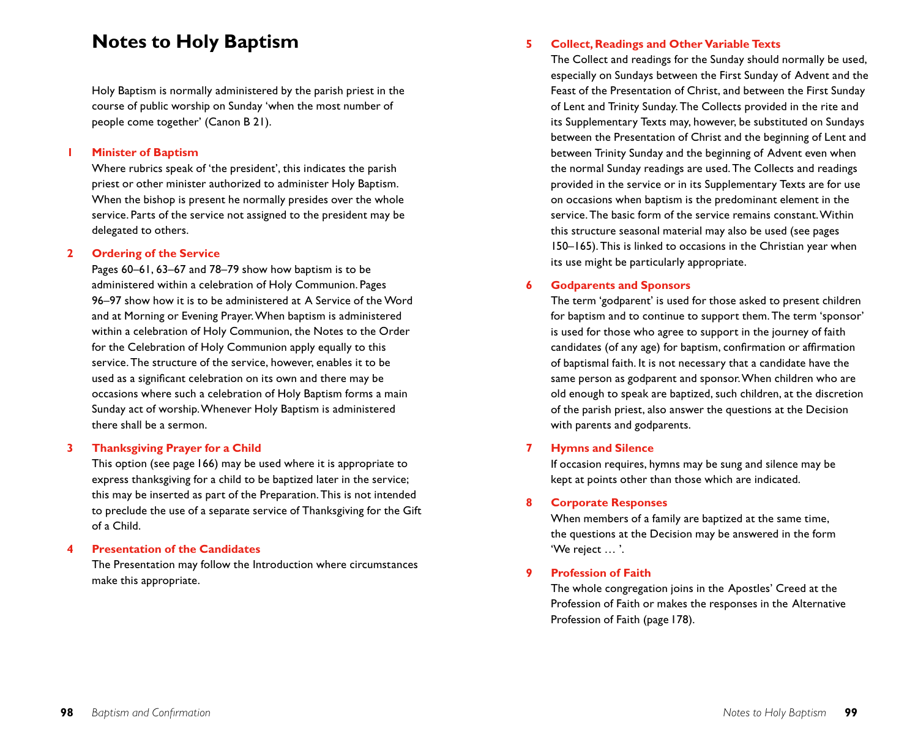# Notes to Holy Baptism

Holy Baptism is normally administered by the parish priest in the course of public worship on Sunday 'when the most number of people come together' (Canon B 21).

**1 Minister of Baptism**

Where rubrics speak of 'the president', this indicates the parish priest or other minister authorized to administer Holy Baptism. When the bishop is present he normally presides over the whole service. Parts of the service not assigned to the president may be delegated to others.

**2 Ordering of the Service**

Pages 60–61, 63–67 and 78–79 show how baptism is to be administered within a celebration of Holy Communion. Pages 96–97 show how it is to be administered at A Service of the Word and at Morning or Evening Prayer. When baptism is administered within a celebration of Holy Communion, the Notes to the Order for the Celebration of Holy Communion apply equally to this service. The structure of the service, however, enables it to be used as a significant celebration on its own and there may be occasions where such a celebration of Holy Baptism forms a main Sunday act of worship. Whenever Holy Baptism is administered there shall be a sermon.

**3 Thanksgiving Prayer for a Child**

This option (see page 166) may be used where it is appropriate to express thanksgiving for a child to be baptized later in the service; this may be inserted as part of the Preparation. This is not intended to preclude the use of a separate service of Thanksgiving for the Gift of a Child.

**4 Presentation of the Candidates**

The Presentation may follow the Introduction where circumstances make this appropriate.

**5 Collect, Readings and Other Variable Texts**

The Collect and readings for the Sunday should normally be used, especially on Sundays between the First Sunday of Advent and the Feast of the Presentation of Christ, and between the First Sunday of Lent and Trinity Sunday. The Collects provided in the rite and its Supplementary Texts may, however, be substituted on Sundays between the Presentation of Christ and the beginning of Lent and between Trinity Sunday and the beginning of Advent even when the normal Sunday readings are used. The Collects and readings provided in the service or in its Supplementary Texts are for use on occasions when baptism is the predominant element in the service. The basic form of the service remains constant. Within this structure seasonal material may also be used (see pages 150–165). This is linked to occasions in the Christian year when its use might be particularly appropriate.

**6 Godparents and Sponsors**

The term 'godparent' is used for those asked to present children for baptism and to continue to support them. The term 'sponsor' is used for those who agree to support in the journey of faith candidates (of any age) for baptism, confirmation or affirmation of baptismal faith. It is not necessary that a candidate have the same person as godparent and sponsor. When children who are old enough to speak are baptized, such children, at the discretion of the parish priest, also answer the questions at the Decision with parents and godparents.

**7 Hymns and Silence**

If occasion requires, hymns may be sung and silence may be kept at points other than those which are indicated.

**8 Corporate Responses**

When members of a family are baptized at the same time, the questions at the Decision may be answered in the form 'We reject … '.

**9 Profession of Faith**

The whole congregation joins in the Apostles' Creed at the Profession of Faith or makes the responses in the Alternative Profession of Faith (page 178).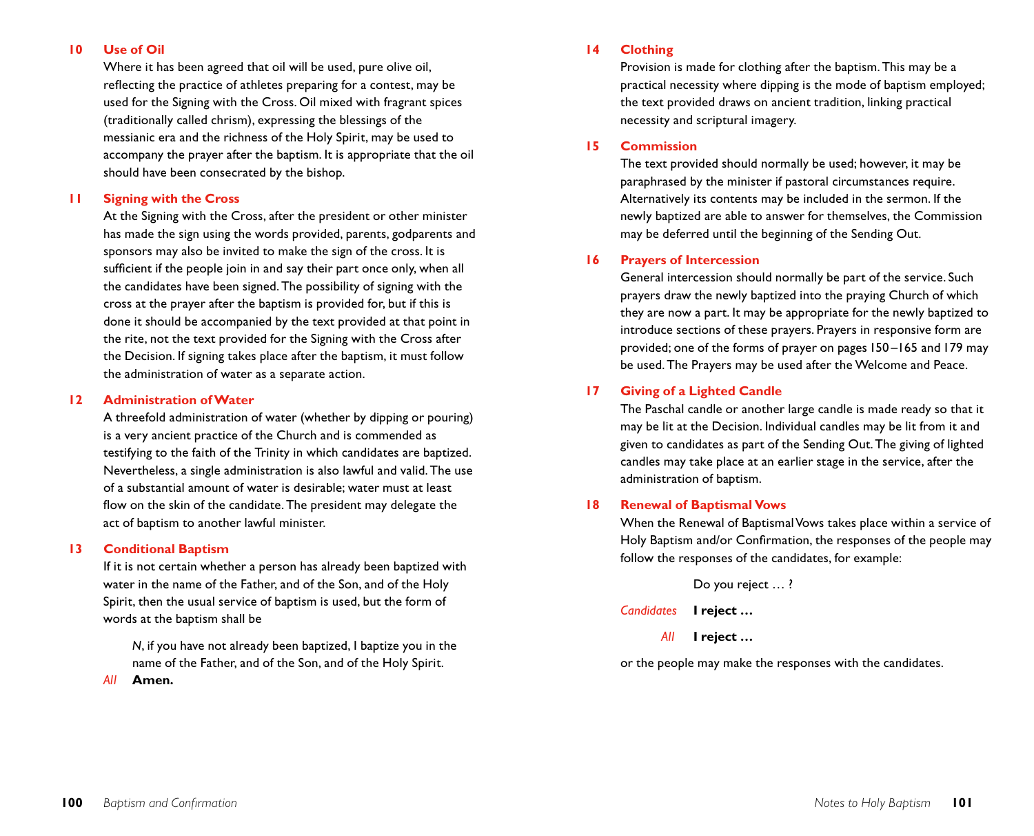### 10 Use of Oil

Where it has been agreed that oil will be used, pure olive oil, reflecting the practice of athletes preparing for a contest, may be used for the Signing with the Cross. Oil mixed with fragrant spices (traditionally called chrism), expressing the blessings of the messianic era and the richness of the Holy Spirit, may be used to accompany the prayer after the baptism. It is appropriate that the oil should have been consecrated by the bishop.

### 11 Signing with the Cross

At the Signing with the Cross, after the president or other minister has made the sign using the words provided, parents, godparents and sponsors may also be invited to make the sign of the cross. It is sufficient if the people join in and say their part once only, when all the candidates have been signed. The possibility of signing with the cross at the prayer after the baptism is provided for, but if this is done it should be accompanied by the text provided at that point in the rite, not the text provided for the Signing with the Cross after the Decision. If signing takes place after the baptism, it must follow the administration of water as a separate action.

### 12 Administration of Water

A threefold administration of water (whether by dipping or pouring) is a very ancient practice of the Church and is commended as testifying to the faith of the Trinity in which candidates are baptized. Nevertheless, a single administration is also lawful and valid. The use of a substantial amount of water is desirable; water must at least flow on the skin of the candidate. The president may delegate the act of baptism to another lawful minister.

### 13 Conditional Baptism

If it is not certain whether a person has already been baptized with water in the name of the Father, and of the Son, and of the Holy Spirit, then the usual service of baptism is used, but the form of words at the baptism shall be

> *N*, if you have not already been baptized, I baptize you in the name of the Father, and of the Son, and of the Holy Spirit.

*All* **Amen.**

### 14 Clothing

Provision is made for clothing after the baptism. This may be a practical necessity where dipping is the mode of baptism employed; the text provided draws on ancient tradition, linking practical necessity and scriptural imagery.

### 15 Commission

The text provided should normally be used; however, it may be paraphrased by the minister if pastoral circumstances require. Alternatively its contents may be included in the sermon. If the newly baptized are able to answer for themselves, the Commission may be deferred until the beginning of the Sending Out.

### 16 Prayers of Intercession

General intercession should normally be part of the service. Such prayers draw the newly baptized into the praying Church of which they are now a part. It may be appropriate for the newly baptized to introduce sections of these prayers. Prayers in responsive form are provided; one of the forms of prayer on pages 150–165 and 179 may be used. The Prayers may be used after the Welcome and Peace.

### 17 Giving of a Lighted Candle

The Paschal candle or another large candle is made ready so that it may be lit at the Decision. Individual candles may be lit from it and given to candidates as part of the Sending Out. The giving of lighted candles may take place at an earlier stage in the service, after the administration of baptism.

### 18 Renewal of Baptismal Vows

When the Renewal of Baptismal Vows takes place within a service of Holy Baptism and/or Confirmation, the responses of the people may follow the responses of the candidates, for example:

> Do you reject … ?

*Candidates* **I reject …**

*All* **I reject …**

or the people may make the responses with the candidates.